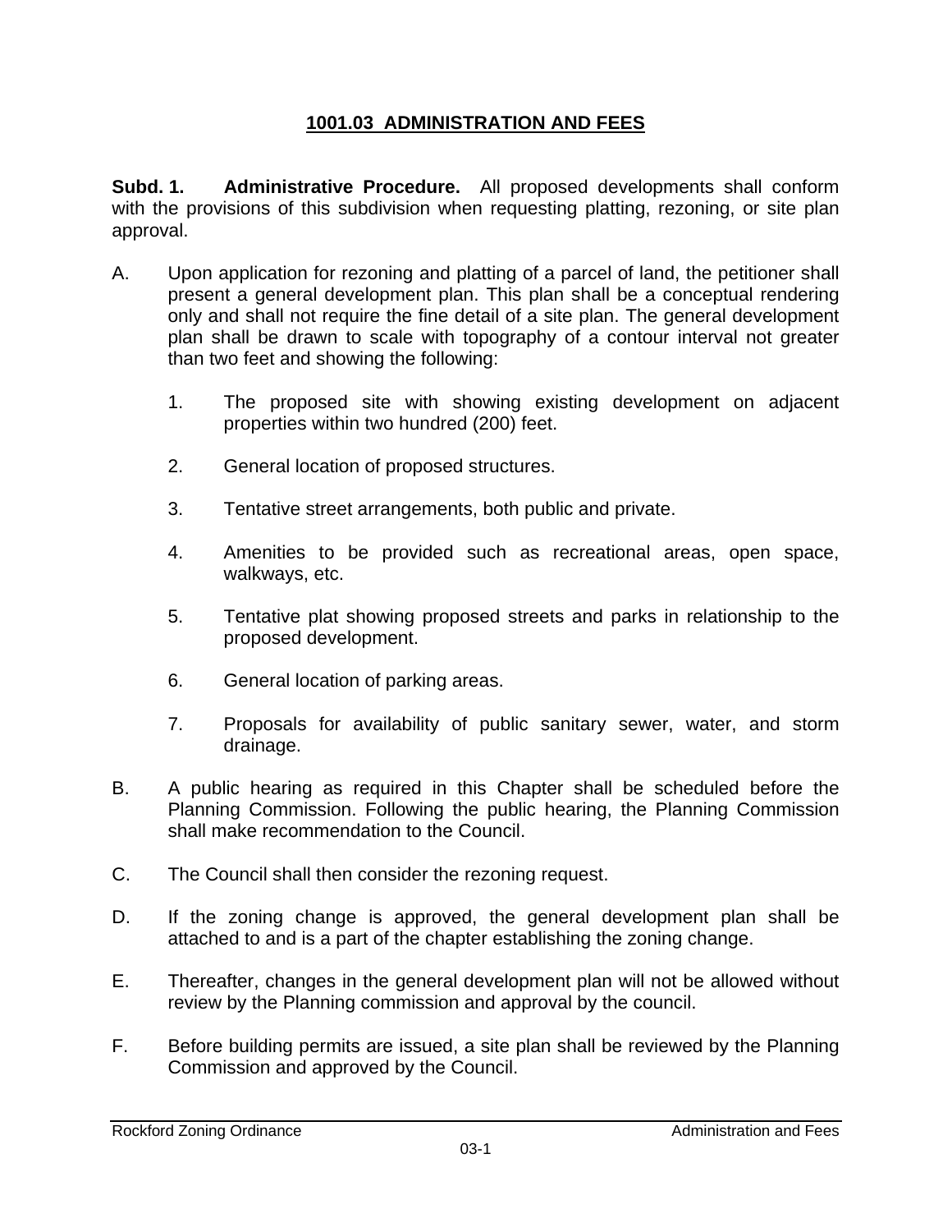# 1001.03 ADMINISTRATION AND FEES

**Subd. 1. Administrative Procedure.** All proposed developments shall conform with the provisions of this subdivision when requesting platting, rezoning, or site plan approval.

A. Upon application for rezoning and platting of a parcel of land, the petitioner shall present a general development plan. This plan shall be a conceptual rendering only and shall not require the fine detail of a site plan. The general development plan shall be drawn to scale with topography of a contour interval not greater than two feet and showing the following:

   1. The proposed site with showing existing development on adjacent properties within two hundred (200) feet.

   2. General location of proposed structures.

   3. Tentative street arrangements, both public and private.

   4. Amenities to be provided such as recreational areas, open space, walkways, etc.

   5. Tentative plat showing proposed streets and parks in relationship to the proposed development.

   6. General location of parking areas.

   7. Proposals for availability of public sanitary sewer, water, and storm drainage.

B. A public hearing as required in this Chapter shall be scheduled before the Planning Commission. Following the public hearing, the Planning Commission shall make recommendation to the Council.

C. The Council shall then consider the rezoning request.

D. If the zoning change is approved, the general development plan shall be attached to and is a part of the chapter establishing the zoning change.

E. Thereafter, changes in the general development plan will not be allowed without review by the Planning commission and approval by the council.

F. Before building permits are issued, a site plan shall be reviewed by the Planning Commission and approved by the Council.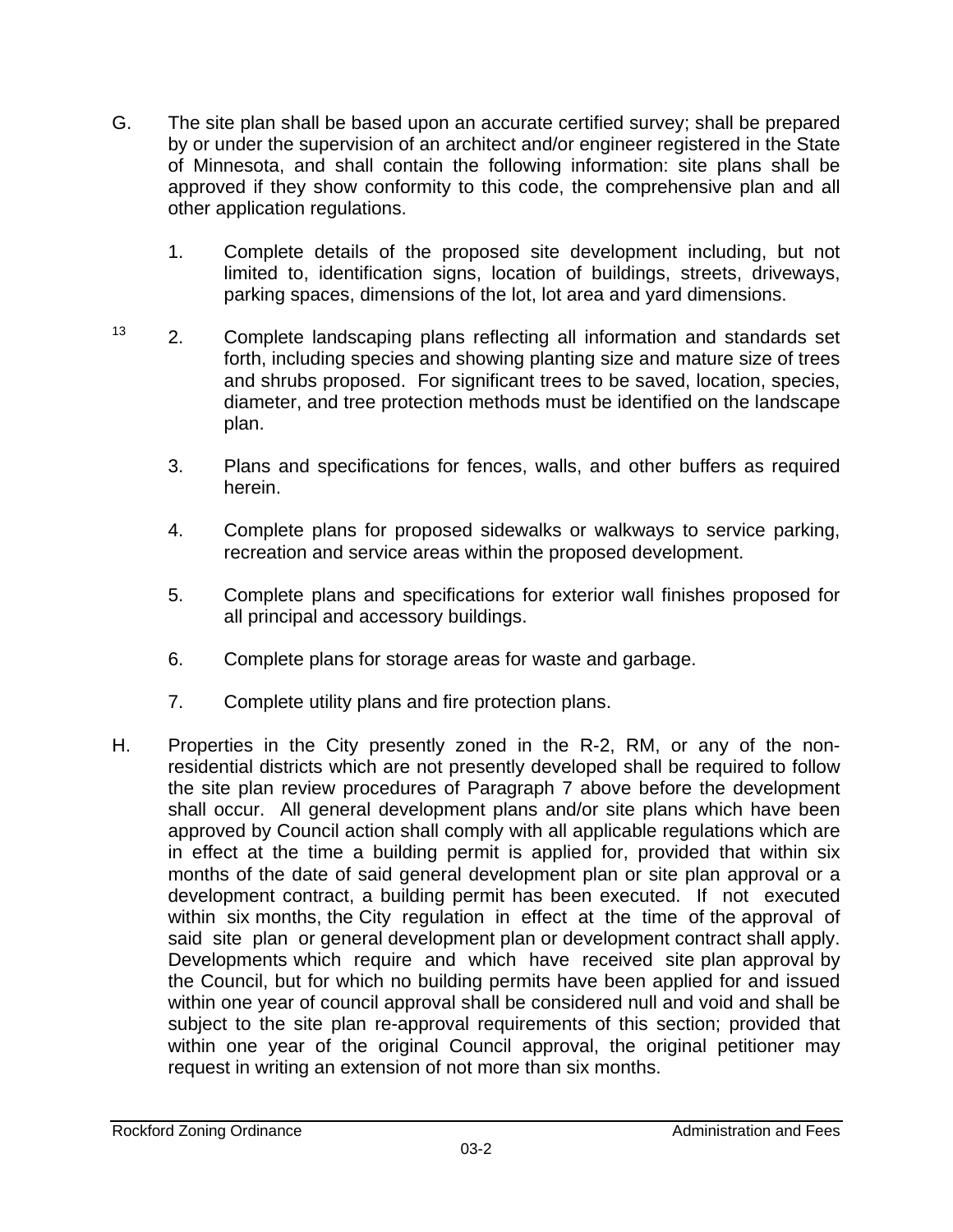G. The site plan shall be based upon an accurate certified survey; shall be prepared by or under the supervision of an architect and/or engineer registered in the State of Minnesota, and shall contain the following information: site plans shall be approved if they show conformity to this code, the comprehensive plan and all other application regulations.

   1. Complete details of the proposed site development including, but not limited to, identification signs, location of buildings, streets, driveways, parking spaces, dimensions of the lot, lot area and yard dimensions.

   [13] 2. Complete landscaping plans reflecting all information and standards set forth, including species and showing planting size and mature size of trees and shrubs proposed. For significant trees to be saved, location, species, diameter, and tree protection methods must be identified on the landscape plan.

   3. Plans and specifications for fences, walls, and other buffers as required herein.

   4. Complete plans for proposed sidewalks or walkways to service parking, recreation and service areas within the proposed development.

   5. Complete plans and specifications for exterior wall finishes proposed for all principal and accessory buildings.

   6. Complete plans for storage areas for waste and garbage.

   7. Complete utility plans and fire protection plans.

H. Properties in the City presently zoned in the R-2, RM, or any of the non-residential districts which are not presently developed shall be required to follow the site plan review procedures of Paragraph 7 above before the development shall occur. All general development plans and/or site plans which have been approved by Council action shall comply with all applicable regulations which are in effect at the time a building permit is applied for, provided that within six months of the date of said general development plan or site plan approval or a development contract, a building permit has been executed. If not executed within six months, the City regulation in effect at the time of the approval of said site plan or general development plan or development contract shall apply. Developments which require and which have received site plan approval by the Council, but for which no building permits have been applied for and issued within one year of council approval shall be considered null and void and shall be subject to the site plan re-approval requirements of this section; provided that within one year of the original Council approval, the original petitioner may request in writing an extension of not more than six months.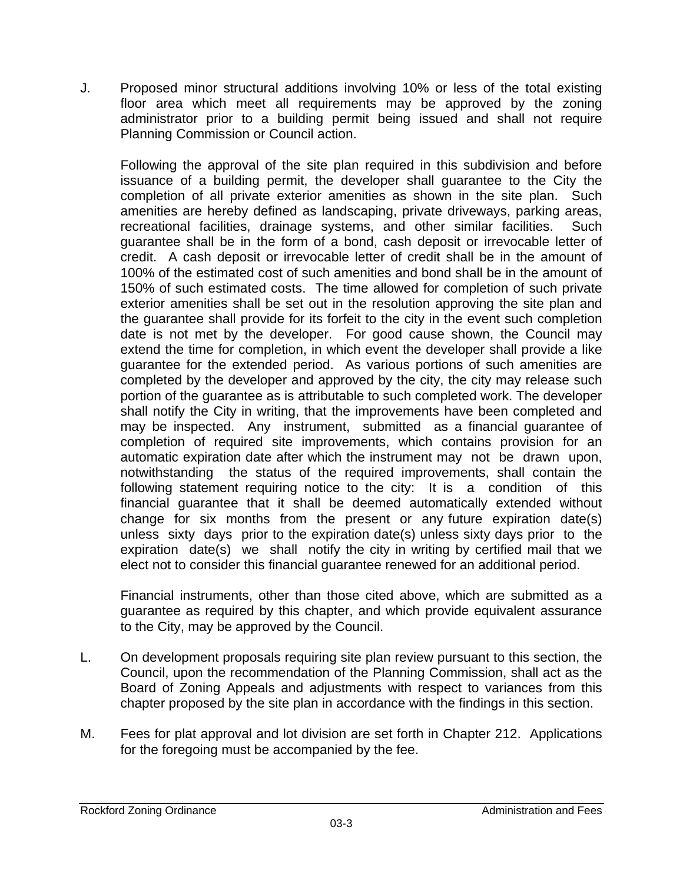J. Proposed minor structural additions involving 10% or less of the total existing floor area which meet all requirements may be approved by the zoning administrator prior to a building permit being issued and shall not require Planning Commission or Council action.

Following the approval of the site plan required in this subdivision and before issuance of a building permit, the developer shall guarantee to the City the completion of all private exterior amenities as shown in the site plan. Such amenities are hereby defined as landscaping, private driveways, parking areas, recreational facilities, drainage systems, and other similar facilities. Such guarantee shall be in the form of a bond, cash deposit or irrevocable letter of credit. A cash deposit or irrevocable letter of credit shall be in the amount of 100% of the estimated cost of such amenities and bond shall be in the amount of 150% of such estimated costs. The time allowed for completion of such private exterior amenities shall be set out in the resolution approving the site plan and the guarantee shall provide for its forfeit to the city in the event such completion date is not met by the developer. For good cause shown, the Council may extend the time for completion, in which event the developer shall provide a like guarantee for the extended period. As various portions of such amenities are completed by the developer and approved by the city, the city may release such portion of the guarantee as is attributable to such completed work. The developer shall notify the City in writing, that the improvements have been completed and may be inspected. Any instrument, submitted as a financial guarantee of completion of required site improvements, which contains provision for an automatic expiration date after which the instrument may not be drawn upon, notwithstanding the status of the required improvements, shall contain the following statement requiring notice to the city: It is a condition of this financial guarantee that it shall be deemed automatically extended without change for six months from the present or any future expiration date(s) unless sixty days prior to the expiration date(s) unless sixty days prior to the expiration date(s) we shall notify the city in writing by certified mail that we elect not to consider this financial guarantee renewed for an additional period.

Financial instruments, other than those cited above, which are submitted as a guarantee as required by this chapter, and which provide equivalent assurance to the City, may be approved by the Council.

L. On development proposals requiring site plan review pursuant to this section, the Council, upon the recommendation of the Planning Commission, shall act as the Board of Zoning Appeals and adjustments with respect to variances from this chapter proposed by the site plan in accordance with the findings in this section.

M. Fees for plat approval and lot division are set forth in Chapter 212. Applications for the foregoing must be accompanied by the fee.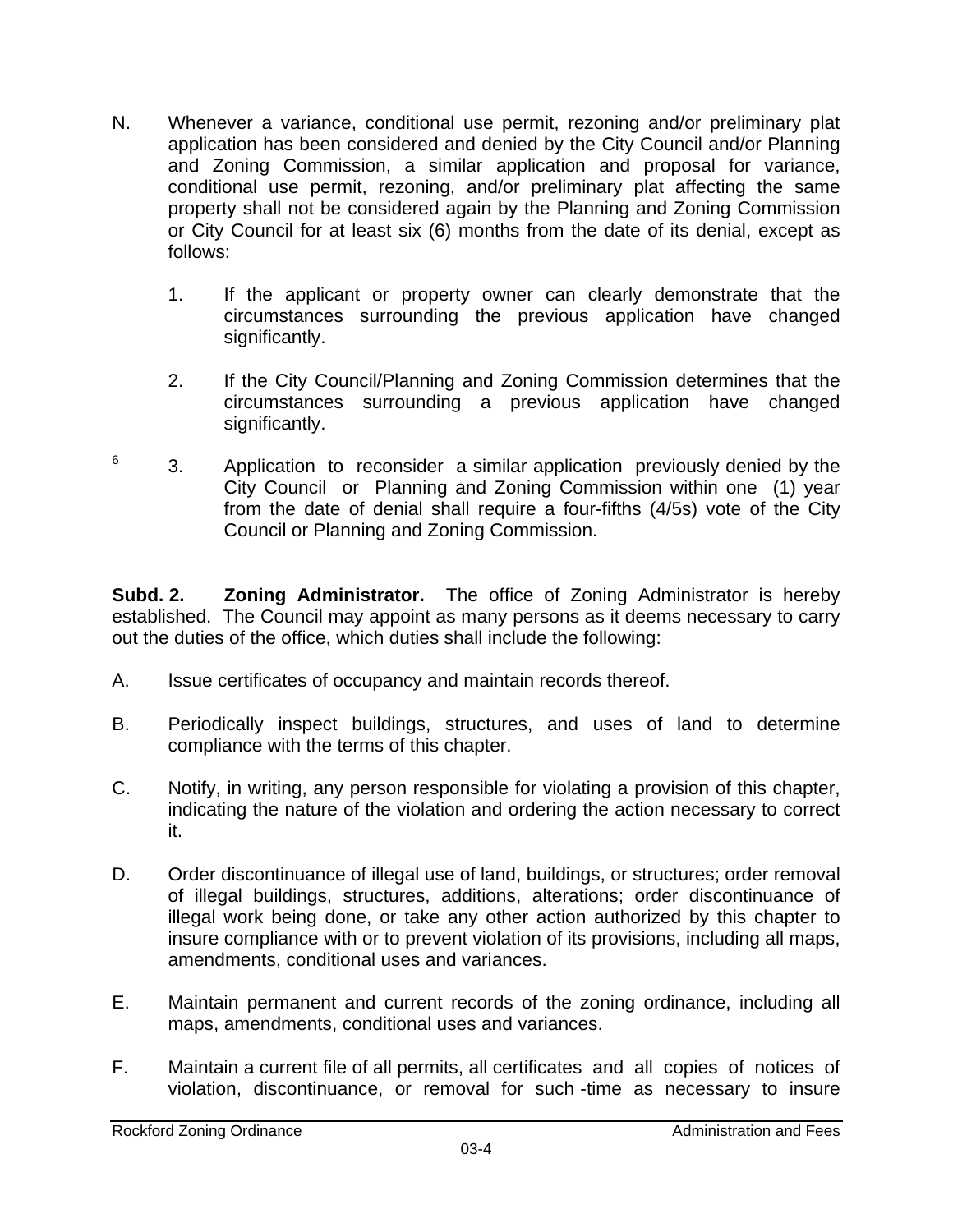N. Whenever a variance, conditional use permit, rezoning and/or preliminary plat application has been considered and denied by the City Council and/or Planning and Zoning Commission, a similar application and proposal for variance, conditional use permit, rezoning, and/or preliminary plat affecting the same property shall not be considered again by the Planning and Zoning Commission or City Council for at least six (6) months from the date of its denial, except as follows:

   1. If the applicant or property owner can clearly demonstrate that the circumstances surrounding the previous application have changed significantly.

   2. If the City Council/Planning and Zoning Commission determines that the circumstances surrounding a previous application have changed significantly.

   [6] 3. Application to reconsider a similar application previously denied by the City Council or Planning and Zoning Commission within one (1) year from the date of denial shall require a four-fifths (4/5s) vote of the City Council or Planning and Zoning Commission.

**Subd. 2. Zoning Administrator.** The office of Zoning Administrator is hereby established. The Council may appoint as many persons as it deems necessary to carry out the duties of the office, which duties shall include the following:

A. Issue certificates of occupancy and maintain records thereof.

B. Periodically inspect buildings, structures, and uses of land to determine compliance with the terms of this chapter.

C. Notify, in writing, any person responsible for violating a provision of this chapter, indicating the nature of the violation and ordering the action necessary to correct it.

D. Order discontinuance of illegal use of land, buildings, or structures; order removal of illegal buildings, structures, additions, alterations; order discontinuance of illegal work being done, or take any other action authorized by this chapter to insure compliance with or to prevent violation of its provisions, including all maps, amendments, conditional uses and variances.

E. Maintain permanent and current records of the zoning ordinance, including all maps, amendments, conditional uses and variances.

F. Maintain a current file of all permits, all certificates and all copies of notices of violation, discontinuance, or removal for such -time as necessary to insure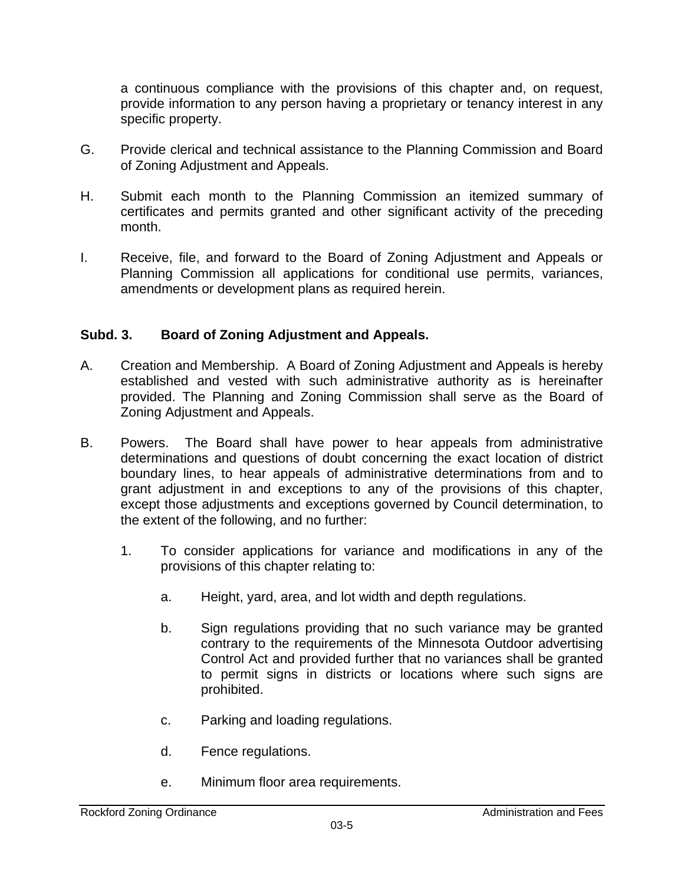a continuous compliance with the provisions of this chapter and, on request, provide information to any person having a proprietary or tenancy interest in any specific property.

G. Provide clerical and technical assistance to the Planning Commission and Board of Zoning Adjustment and Appeals.

H. Submit each month to the Planning Commission an itemized summary of certificates and permits granted and other significant activity of the preceding month.

I. Receive, file, and forward to the Board of Zoning Adjustment and Appeals or Planning Commission all applications for conditional use permits, variances, amendments or development plans as required herein.

**Subd. 3. Board of Zoning Adjustment and Appeals.**

A. Creation and Membership. A Board of Zoning Adjustment and Appeals is hereby established and vested with such administrative authority as is hereinafter provided. The Planning and Zoning Commission shall serve as the Board of Zoning Adjustment and Appeals.

B. Powers. The Board shall have power to hear appeals from administrative determinations and questions of doubt concerning the exact location of district boundary lines, to hear appeals of administrative determinations from and to grant adjustment in and exceptions to any of the provisions of this chapter, except those adjustments and exceptions governed by Council determination, to the extent of the following, and no further:

1. To consider applications for variance and modifications in any of the provisions of this chapter relating to:

   a. Height, yard, area, and lot width and depth regulations.

   b. Sign regulations providing that no such variance may be granted contrary to the requirements of the Minnesota Outdoor advertising Control Act and provided further that no variances shall be granted to permit signs in districts or locations where such signs are prohibited.

   c. Parking and loading regulations.

   d. Fence regulations.

   e. Minimum floor area requirements.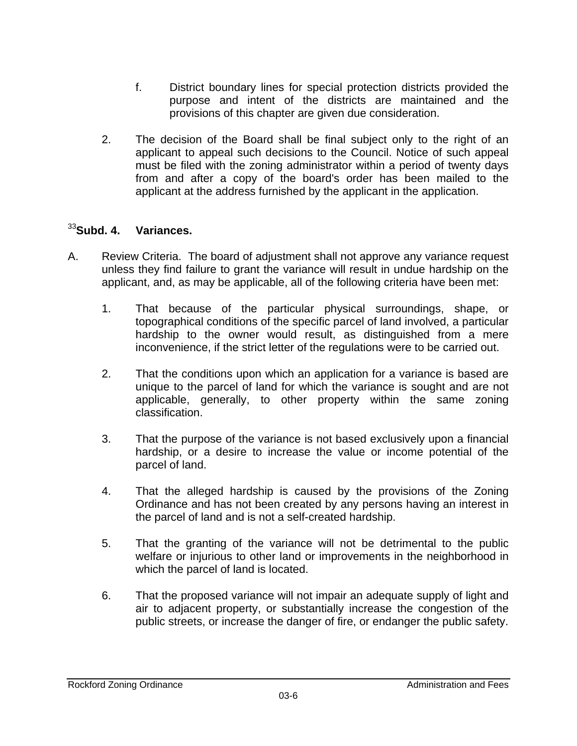f. District boundary lines for special protection districts provided the purpose and intent of the districts are maintained and the provisions of this chapter are given due consideration.

2. The decision of the Board shall be final subject only to the right of an applicant to appeal such decisions to the Council. Notice of such appeal must be filed with the zoning administrator within a period of twenty days from and after a copy of the board's order has been mailed to the applicant at the address furnished by the applicant in the application.

### [33]Subd. 4. Variances.

A. Review Criteria. The board of adjustment shall not approve any variance request unless they find failure to grant the variance will result in undue hardship on the applicant, and, as may be applicable, all of the following criteria have been met:

1. That because of the particular physical surroundings, shape, or topographical conditions of the specific parcel of land involved, a particular hardship to the owner would result, as distinguished from a mere inconvenience, if the strict letter of the regulations were to be carried out.

2. That the conditions upon which an application for a variance is based are unique to the parcel of land for which the variance is sought and are not applicable, generally, to other property within the same zoning classification.

3. That the purpose of the variance is not based exclusively upon a financial hardship, or a desire to increase the value or income potential of the parcel of land.

4. That the alleged hardship is caused by the provisions of the Zoning Ordinance and has not been created by any persons having an interest in the parcel of land and is not a self-created hardship.

5. That the granting of the variance will not be detrimental to the public welfare or injurious to other land or improvements in the neighborhood in which the parcel of land is located.

6. That the proposed variance will not impair an adequate supply of light and air to adjacent property, or substantially increase the congestion of the public streets, or increase the danger of fire, or endanger the public safety.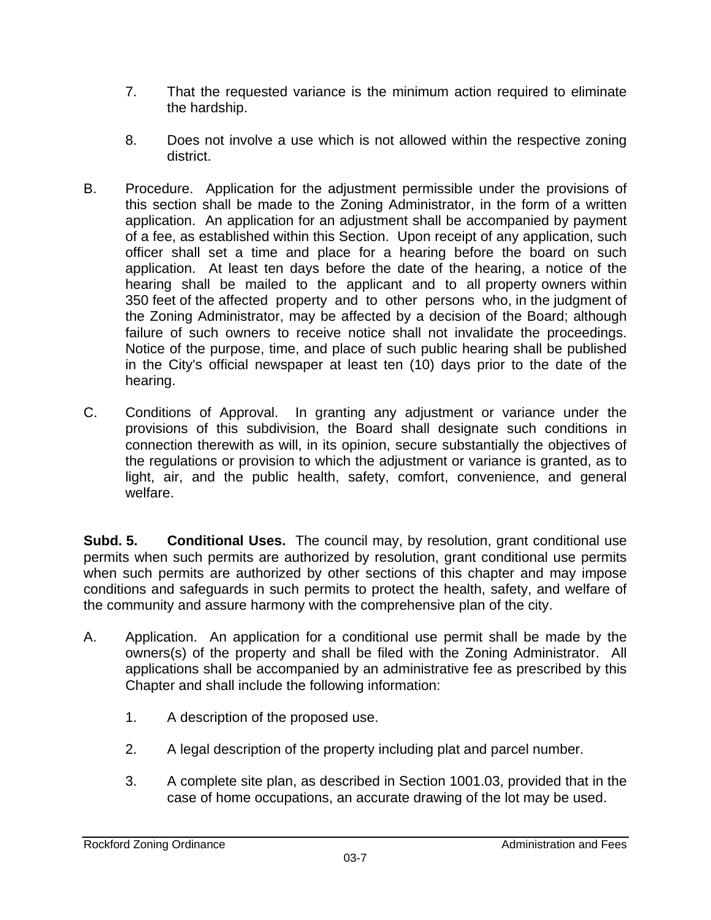7. That the requested variance is the minimum action required to eliminate the hardship.

8. Does not involve a use which is not allowed within the respective zoning district.

B. Procedure. Application for the adjustment permissible under the provisions of this section shall be made to the Zoning Administrator, in the form of a written application. An application for an adjustment shall be accompanied by payment of a fee, as established within this Section. Upon receipt of any application, such officer shall set a time and place for a hearing before the board on such application. At least ten days before the date of the hearing, a notice of the hearing shall be mailed to the applicant and to all property owners within 350 feet of the affected property and to other persons who, in the judgment of the Zoning Administrator, may be affected by a decision of the Board; although failure of such owners to receive notice shall not invalidate the proceedings. Notice of the purpose, time, and place of such public hearing shall be published in the City's official newspaper at least ten (10) days prior to the date of the hearing.

C. Conditions of Approval. In granting any adjustment or variance under the provisions of this subdivision, the Board shall designate such conditions in connection therewith as will, in its opinion, secure substantially the objectives of the regulations or provision to which the adjustment or variance is granted, as to light, air, and the public health, safety, comfort, convenience, and general welfare.

**Subd. 5. Conditional Uses.** The council may, by resolution, grant conditional use permits when such permits are authorized by resolution, grant conditional use permits when such permits are authorized by other sections of this chapter and may impose conditions and safeguards in such permits to protect the health, safety, and welfare of the community and assure harmony with the comprehensive plan of the city.

A. Application. An application for a conditional use permit shall be made by the owners(s) of the property and shall be filed with the Zoning Administrator. All applications shall be accompanied by an administrative fee as prescribed by this Chapter and shall include the following information:

1. A description of the proposed use.

2. A legal description of the property including plat and parcel number.

3. A complete site plan, as described in Section 1001.03, provided that in the case of home occupations, an accurate drawing of the lot may be used.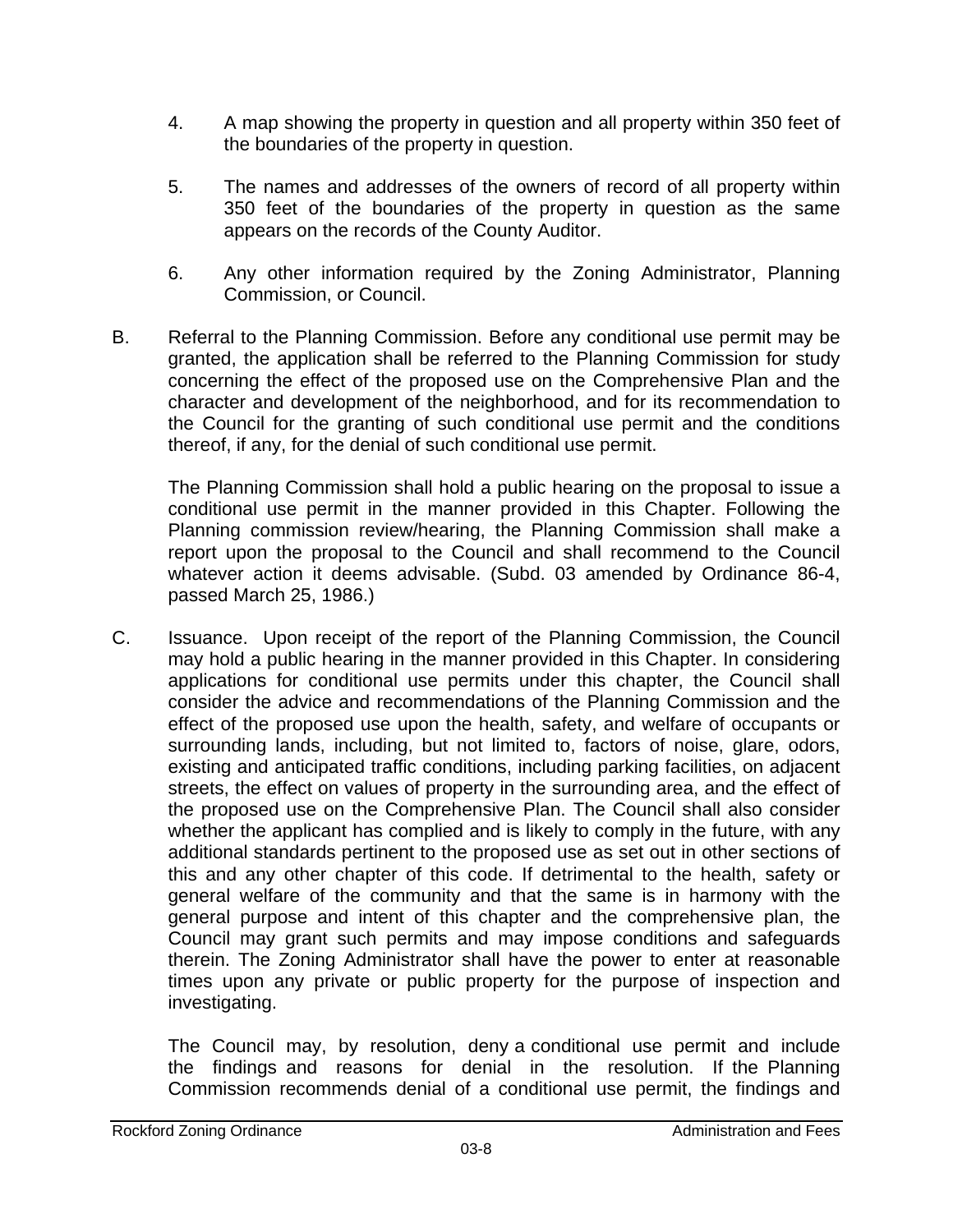4. A map showing the property in question and all property within 350 feet of the boundaries of the property in question.

5. The names and addresses of the owners of record of all property within 350 feet of the boundaries of the property in question as the same appears on the records of the County Auditor.

6. Any other information required by the Zoning Administrator, Planning Commission, or Council.

B. Referral to the Planning Commission. Before any conditional use permit may be granted, the application shall be referred to the Planning Commission for study concerning the effect of the proposed use on the Comprehensive Plan and the character and development of the neighborhood, and for its recommendation to the Council for the granting of such conditional use permit and the conditions thereof, if any, for the denial of such conditional use permit.

   The Planning Commission shall hold a public hearing on the proposal to issue a conditional use permit in the manner provided in this Chapter. Following the Planning commission review/hearing, the Planning Commission shall make a report upon the proposal to the Council and shall recommend to the Council whatever action it deems advisable. (Subd. 03 amended by Ordinance 86-4, passed March 25, 1986.)

C. Issuance. Upon receipt of the report of the Planning Commission, the Council may hold a public hearing in the manner provided in this Chapter. In considering applications for conditional use permits under this chapter, the Council shall consider the advice and recommendations of the Planning Commission and the effect of the proposed use upon the health, safety, and welfare of occupants or surrounding lands, including, but not limited to, factors of noise, glare, odors, existing and anticipated traffic conditions, including parking facilities, on adjacent streets, the effect on values of property in the surrounding area, and the effect of the proposed use on the Comprehensive Plan. The Council shall also consider whether the applicant has complied and is likely to comply in the future, with any additional standards pertinent to the proposed use as set out in other sections of this and any other chapter of this code. If detrimental to the health, safety or general welfare of the community and that the same is in harmony with the general purpose and intent of this chapter and the comprehensive plan, the Council may grant such permits and may impose conditions and safeguards therein. The Zoning Administrator shall have the power to enter at reasonable times upon any private or public property for the purpose of inspection and investigating.

   The Council may, by resolution, deny a conditional use permit and include the findings and reasons for denial in the resolution. If the Planning Commission recommends denial of a conditional use permit, the findings and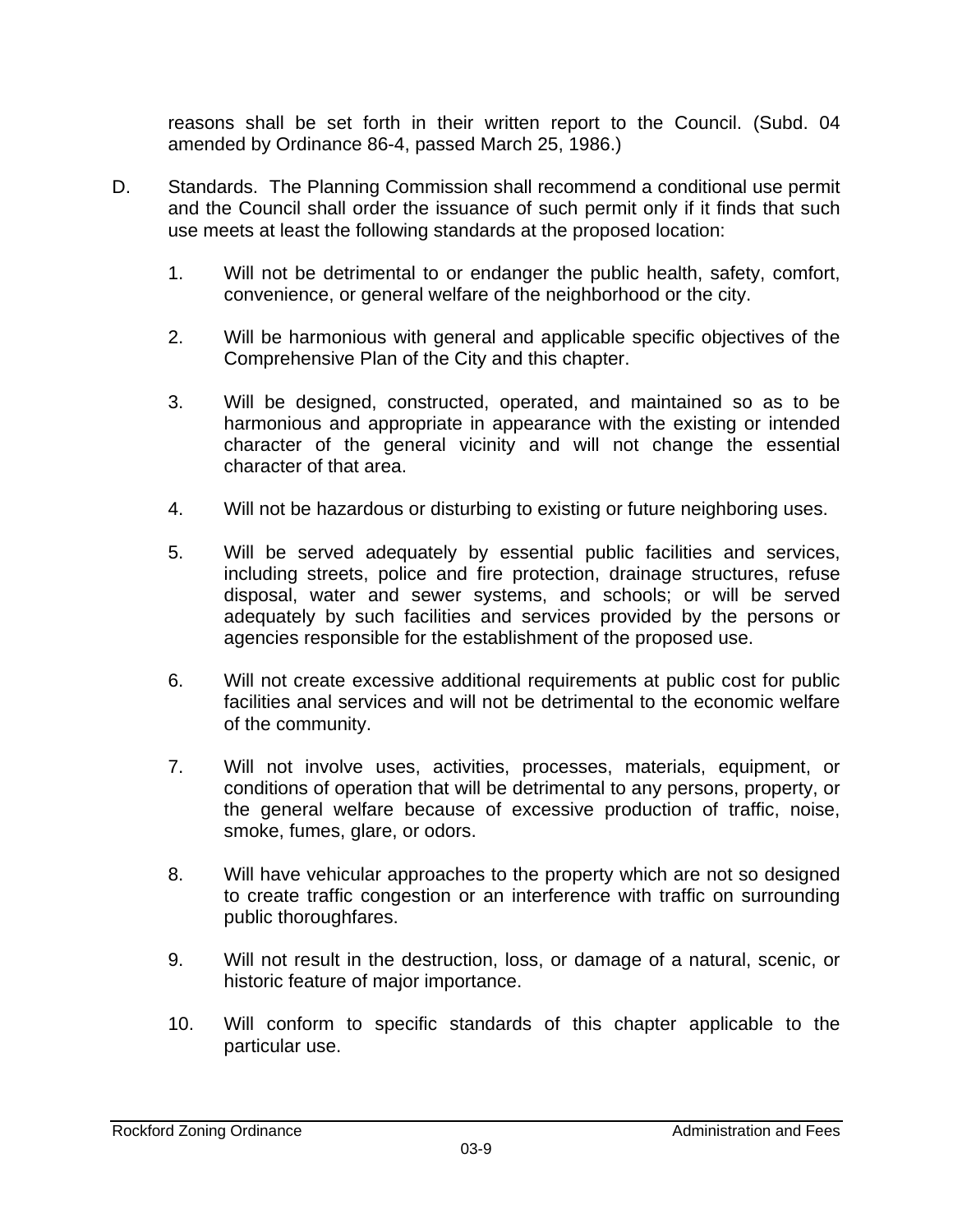reasons shall be set forth in their written report to the Council. (Subd. 04 amended by Ordinance 86-4, passed March 25, 1986.)

D. Standards. The Planning Commission shall recommend a conditional use permit and the Council shall order the issuance of such permit only if it finds that such use meets at least the following standards at the proposed location:

1. Will not be detrimental to or endanger the public health, safety, comfort, convenience, or general welfare of the neighborhood or the city.

2. Will be harmonious with general and applicable specific objectives of the Comprehensive Plan of the City and this chapter.

3. Will be designed, constructed, operated, and maintained so as to be harmonious and appropriate in appearance with the existing or intended character of the general vicinity and will not change the essential character of that area.

4. Will not be hazardous or disturbing to existing or future neighboring uses.

5. Will be served adequately by essential public facilities and services, including streets, police and fire protection, drainage structures, refuse disposal, water and sewer systems, and schools; or will be served adequately by such facilities and services provided by the persons or agencies responsible for the establishment of the proposed use.

6. Will not create excessive additional requirements at public cost for public facilities anal services and will not be detrimental to the economic welfare of the community.

7. Will not involve uses, activities, processes, materials, equipment, or conditions of operation that will be detrimental to any persons, property, or the general welfare because of excessive production of traffic, noise, smoke, fumes, glare, or odors.

8. Will have vehicular approaches to the property which are not so designed to create traffic congestion or an interference with traffic on surrounding public thoroughfares.

9. Will not result in the destruction, loss, or damage of a natural, scenic, or historic feature of major importance.

10. Will conform to specific standards of this chapter applicable to the particular use.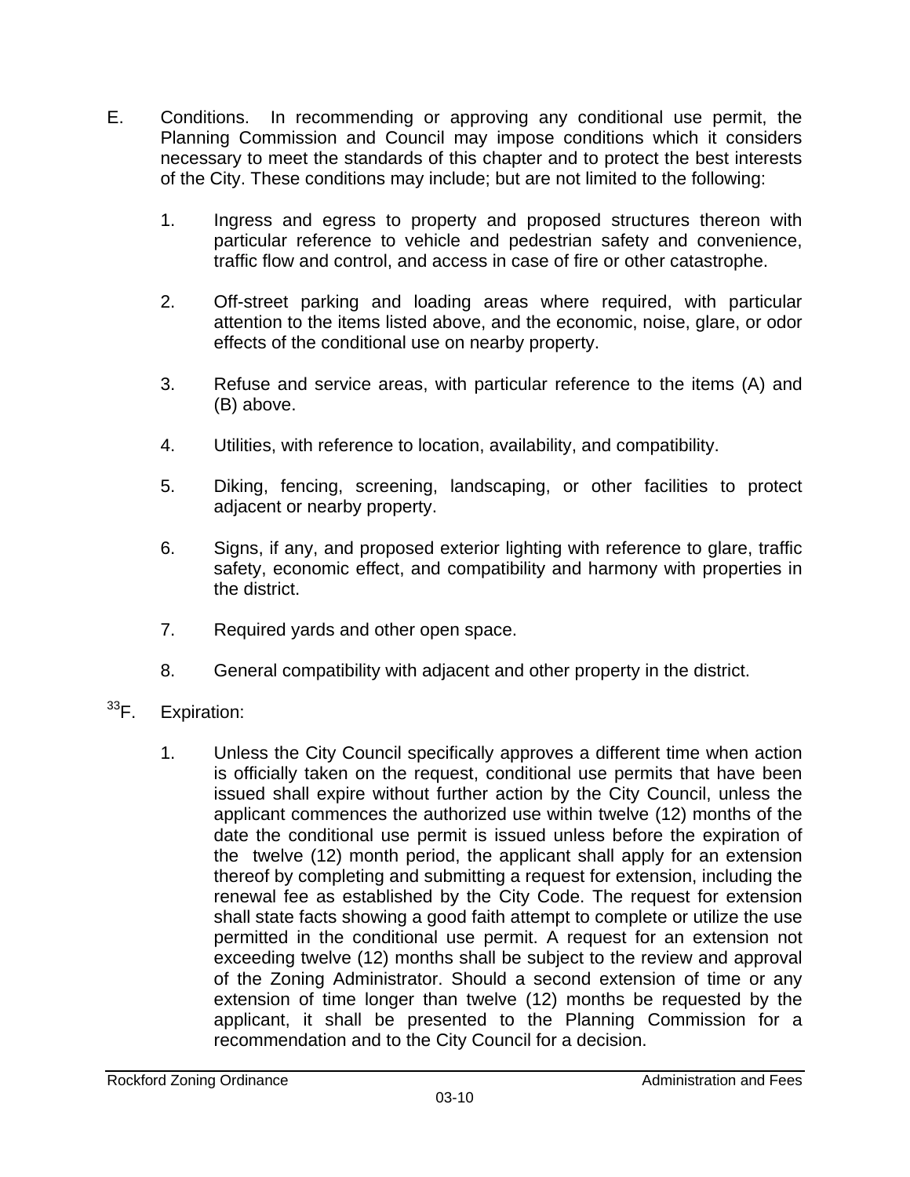E. Conditions. In recommending or approving any conditional use permit, the Planning Commission and Council may impose conditions which it considers necessary to meet the standards of this chapter and to protect the best interests of the City. These conditions may include; but are not limited to the following:

1. Ingress and egress to property and proposed structures thereon with particular reference to vehicle and pedestrian safety and convenience, traffic flow and control, and access in case of fire or other catastrophe.

2. Off-street parking and loading areas where required, with particular attention to the items listed above, and the economic, noise, glare, or odor effects of the conditional use on nearby property.

3. Refuse and service areas, with particular reference to the items (A) and (B) above.

4. Utilities, with reference to location, availability, and compatibility.

5. Diking, fencing, screening, landscaping, or other facilities to protect adjacent or nearby property.

6. Signs, if any, and proposed exterior lighting with reference to glare, traffic safety, economic effect, and compatibility and harmony with properties in the district.

7. Required yards and other open space.

8. General compatibility with adjacent and other property in the district.

[33]F. Expiration:

1. Unless the City Council specifically approves a different time when action is officially taken on the request, conditional use permits that have been issued shall expire without further action by the City Council, unless the applicant commences the authorized use within twelve (12) months of the date the conditional use permit is issued unless before the expiration of the twelve (12) month period, the applicant shall apply for an extension thereof by completing and submitting a request for extension, including the renewal fee as established by the City Code. The request for extension shall state facts showing a good faith attempt to complete or utilize the use permitted in the conditional use permit. A request for an extension not exceeding twelve (12) months shall be subject to the review and approval of the Zoning Administrator. Should a second extension of time or any extension of time longer than twelve (12) months be requested by the applicant, it shall be presented to the Planning Commission for a recommendation and to the City Council for a decision.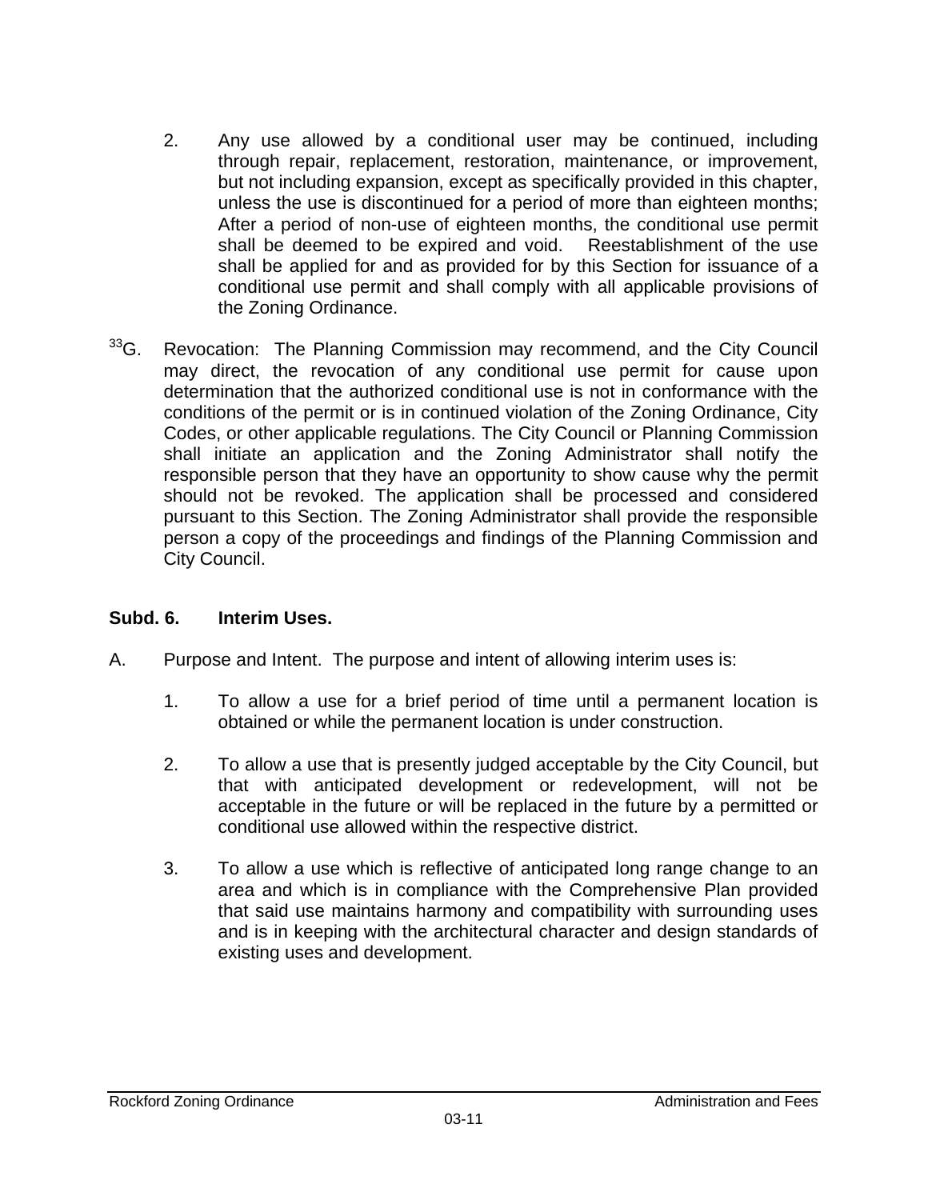2. Any use allowed by a conditional user may be continued, including through repair, replacement, restoration, maintenance, or improvement, but not including expansion, except as specifically provided in this chapter, unless the use is discontinued for a period of more than eighteen months; After a period of non-use of eighteen months, the conditional use permit shall be deemed to be expired and void. Reestablishment of the use shall be applied for and as provided for by this Section for issuance of a conditional use permit and shall comply with all applicable provisions of the Zoning Ordinance.

[33]G. Revocation: The Planning Commission may recommend, and the City Council may direct, the revocation of any conditional use permit for cause upon determination that the authorized conditional use is not in conformance with the conditions of the permit or is in continued violation of the Zoning Ordinance, City Codes, or other applicable regulations. The City Council or Planning Commission shall initiate an application and the Zoning Administrator shall notify the responsible person that they have an opportunity to show cause why the permit should not be revoked. The application shall be processed and considered pursuant to this Section. The Zoning Administrator shall provide the responsible person a copy of the proceedings and findings of the Planning Commission and City Council.

**Subd. 6. Interim Uses.**

A. Purpose and Intent. The purpose and intent of allowing interim uses is:

1. To allow a use for a brief period of time until a permanent location is obtained or while the permanent location is under construction.

2. To allow a use that is presently judged acceptable by the City Council, but that with anticipated development or redevelopment, will not be acceptable in the future or will be replaced in the future by a permitted or conditional use allowed within the respective district.

3. To allow a use which is reflective of anticipated long range change to an area and which is in compliance with the Comprehensive Plan provided that said use maintains harmony and compatibility with surrounding uses and is in keeping with the architectural character and design standards of existing uses and development.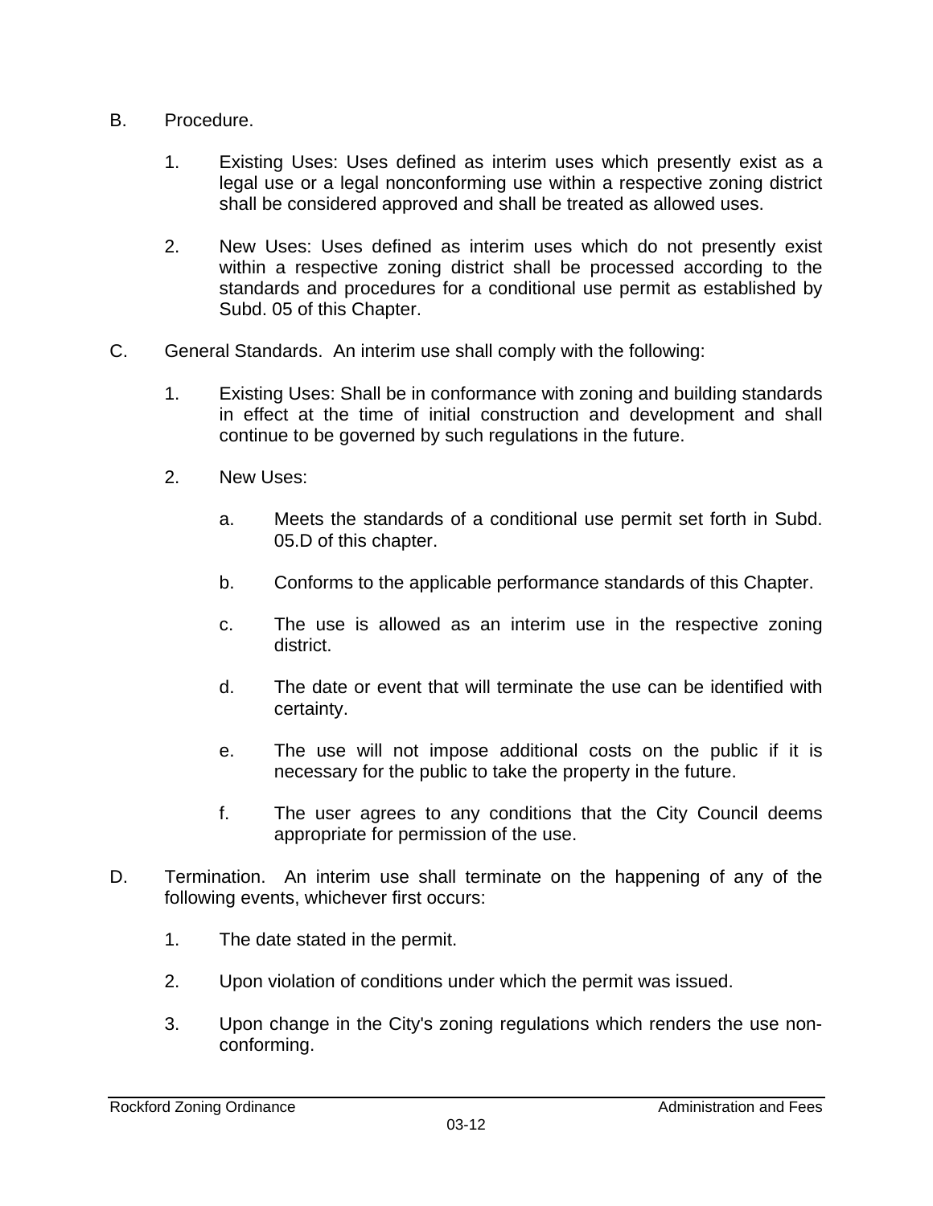B. Procedure.

1. Existing Uses: Uses defined as interim uses which presently exist as a legal use or a legal nonconforming use within a respective zoning district shall be considered approved and shall be treated as allowed uses.

2. New Uses: Uses defined as interim uses which do not presently exist within a respective zoning district shall be processed according to the standards and procedures for a conditional use permit as established by Subd. 05 of this Chapter.

C. General Standards. An interim use shall comply with the following:

1. Existing Uses: Shall be in conformance with zoning and building standards in effect at the time of initial construction and development and shall continue to be governed by such regulations in the future.

2. New Uses:

   a. Meets the standards of a conditional use permit set forth in Subd. 05.D of this chapter.

   b. Conforms to the applicable performance standards of this Chapter.

   c. The use is allowed as an interim use in the respective zoning district.

   d. The date or event that will terminate the use can be identified with certainty.

   e. The use will not impose additional costs on the public if it is necessary for the public to take the property in the future.

   f. The user agrees to any conditions that the City Council deems appropriate for permission of the use.

D. Termination. An interim use shall terminate on the happening of any of the following events, whichever first occurs:

1. The date stated in the permit.

2. Upon violation of conditions under which the permit was issued.

3. Upon change in the City's zoning regulations which renders the use non-conforming.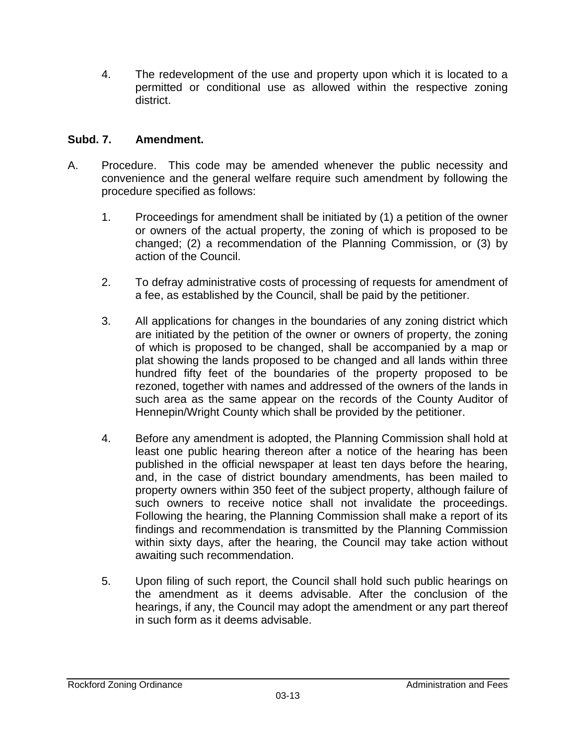4. The redevelopment of the use and property upon which it is located to a permitted or conditional use as allowed within the respective zoning district.

**Subd. 7. Amendment.**

A. Procedure. This code may be amended whenever the public necessity and convenience and the general welfare require such amendment by following the procedure specified as follows:

   1. Proceedings for amendment shall be initiated by (1) a petition of the owner or owners of the actual property, the zoning of which is proposed to be changed; (2) a recommendation of the Planning Commission, or (3) by action of the Council.

   2. To defray administrative costs of processing of requests for amendment of a fee, as established by the Council, shall be paid by the petitioner.

   3. All applications for changes in the boundaries of any zoning district which are initiated by the petition of the owner or owners of property, the zoning of which is proposed to be changed, shall be accompanied by a map or plat showing the lands proposed to be changed and all lands within three hundred fifty feet of the boundaries of the property proposed to be rezoned, together with names and addressed of the owners of the lands in such area as the same appear on the records of the County Auditor of Hennepin/Wright County which shall be provided by the petitioner.

   4. Before any amendment is adopted, the Planning Commission shall hold at least one public hearing thereon after a notice of the hearing has been published in the official newspaper at least ten days before the hearing, and, in the case of district boundary amendments, has been mailed to property owners within 350 feet of the subject property, although failure of such owners to receive notice shall not invalidate the proceedings. Following the hearing, the Planning Commission shall make a report of its findings and recommendation is transmitted by the Planning Commission within sixty days, after the hearing, the Council may take action without awaiting such recommendation.

   5. Upon filing of such report, the Council shall hold such public hearings on the amendment as it deems advisable. After the conclusion of the hearings, if any, the Council may adopt the amendment or any part thereof in such form as it deems advisable.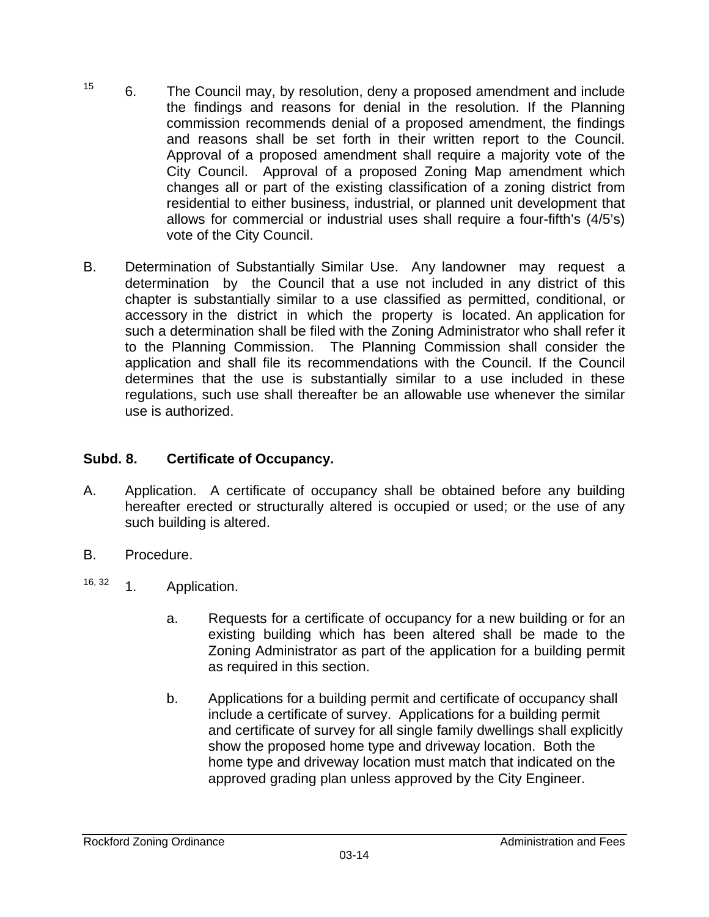[15] 6. The Council may, by resolution, deny a proposed amendment and include the findings and reasons for denial in the resolution. If the Planning commission recommends denial of a proposed amendment, the findings and reasons shall be set forth in their written report to the Council. Approval of a proposed amendment shall require a majority vote of the City Council. Approval of a proposed Zoning Map amendment which changes all or part of the existing classification of a zoning district from residential to either business, industrial, or planned unit development that allows for commercial or industrial uses shall require a four-fifth's (4/5's) vote of the City Council.

B. Determination of Substantially Similar Use. Any landowner may request a determination by the Council that a use not included in any district of this chapter is substantially similar to a use classified as permitted, conditional, or accessory in the district in which the property is located. An application for such a determination shall be filed with the Zoning Administrator who shall refer it to the Planning Commission. The Planning Commission shall consider the application and shall file its recommendations with the Council. If the Council determines that the use is substantially similar to a use included in these regulations, such use shall thereafter be an allowable use whenever the similar use is authorized.

**Subd. 8. Certificate of Occupancy.**

A. Application. A certificate of occupancy shall be obtained before any building hereafter erected or structurally altered is occupied or used; or the use of any such building is altered.

B. Procedure.

[16, 32] 1. Application.

a. Requests for a certificate of occupancy for a new building or for an existing building which has been altered shall be made to the Zoning Administrator as part of the application for a building permit as required in this section.

b. Applications for a building permit and certificate of occupancy shall include a certificate of survey. Applications for a building permit and certificate of survey for all single family dwellings shall explicitly show the proposed home type and driveway location. Both the home type and driveway location must match that indicated on the approved grading plan unless approved by the City Engineer.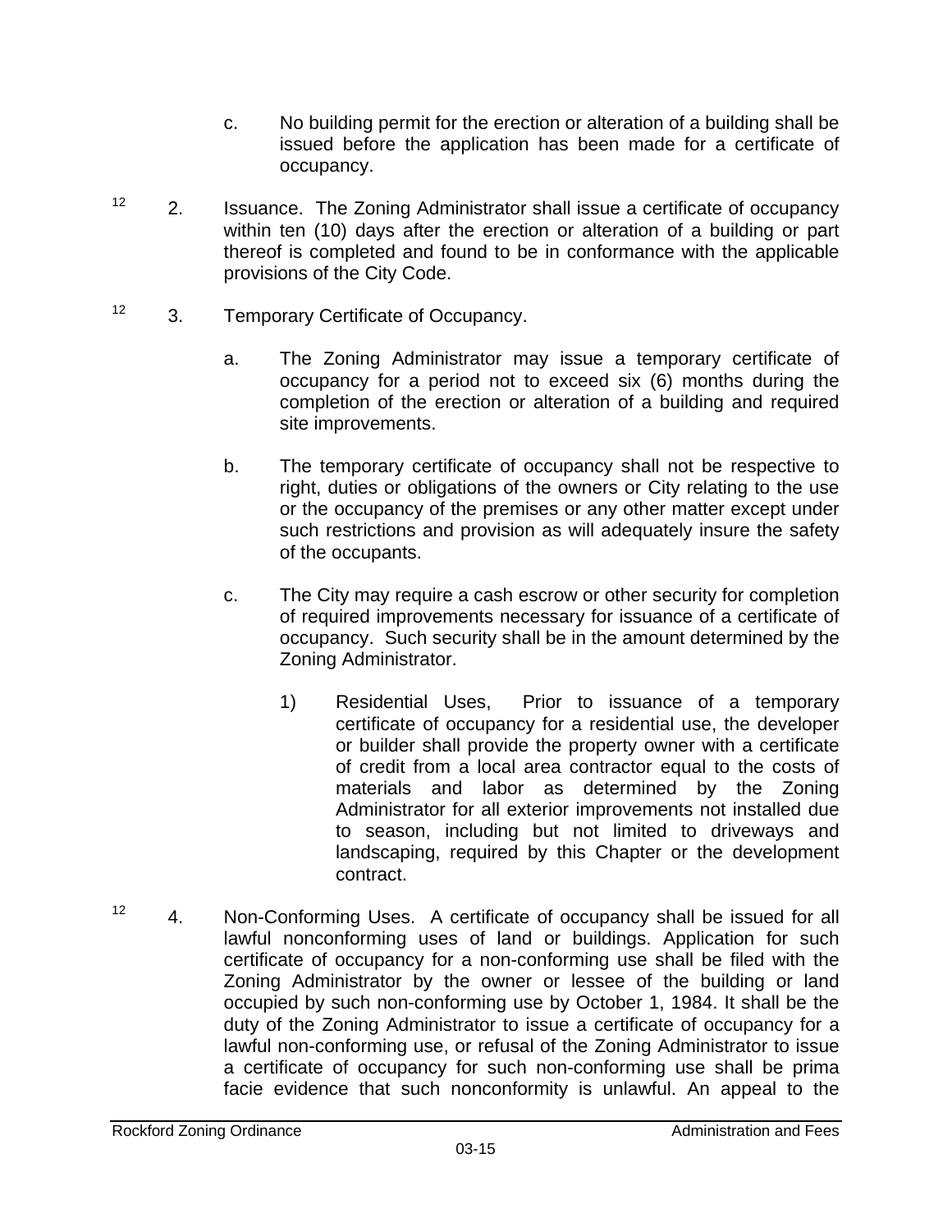c. No building permit for the erection or alteration of a building shall be issued before the application has been made for a certificate of occupancy.

[12] 2. Issuance. The Zoning Administrator shall issue a certificate of occupancy within ten (10) days after the erection or alteration of a building or part thereof is completed and found to be in conformance with the applicable provisions of the City Code.

[12] 3. Temporary Certificate of Occupancy.

a. The Zoning Administrator may issue a temporary certificate of occupancy for a period not to exceed six (6) months during the completion of the erection or alteration of a building and required site improvements.

b. The temporary certificate of occupancy shall not be respective to right, duties or obligations of the owners or City relating to the use or the occupancy of the premises or any other matter except under such restrictions and provision as will adequately insure the safety of the occupants.

c. The City may require a cash escrow or other security for completion of required improvements necessary for issuance of a certificate of occupancy. Such security shall be in the amount determined by the Zoning Administrator.

1) Residential Uses, Prior to issuance of a temporary certificate of occupancy for a residential use, the developer or builder shall provide the property owner with a certificate of credit from a local area contractor equal to the costs of materials and labor as determined by the Zoning Administrator for all exterior improvements not installed due to season, including but not limited to driveways and landscaping, required by this Chapter or the development contract.

[12] 4. Non-Conforming Uses. A certificate of occupancy shall be issued for all lawful nonconforming uses of land or buildings. Application for such certificate of occupancy for a non-conforming use shall be filed with the Zoning Administrator by the owner or lessee of the building or land occupied by such non-conforming use by October 1, 1984. It shall be the duty of the Zoning Administrator to issue a certificate of occupancy for a lawful non-conforming use, or refusal of the Zoning Administrator to issue a certificate of occupancy for such non-conforming use shall be prima facie evidence that such nonconformity is unlawful. An appeal to the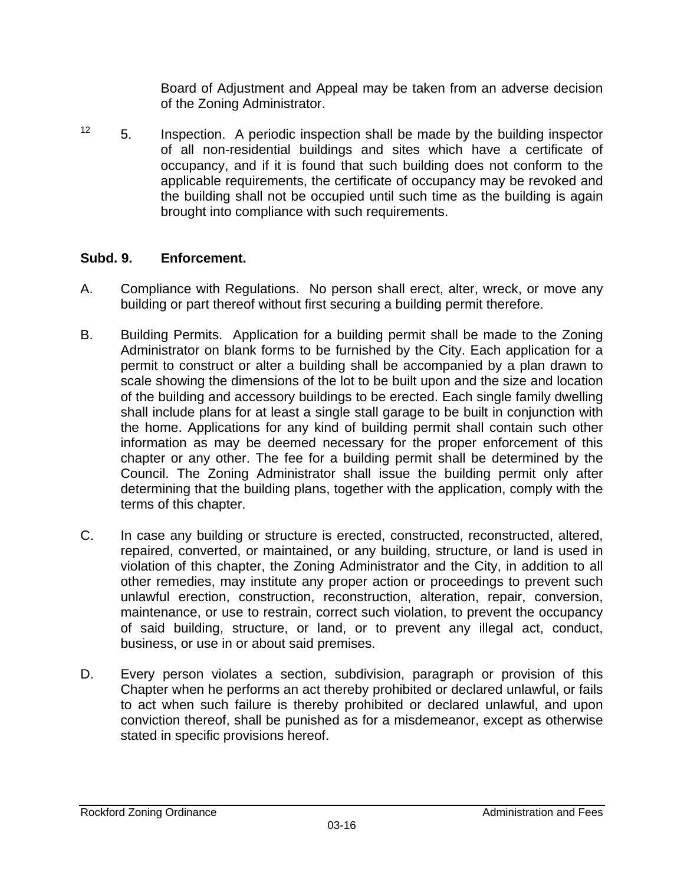Board of Adjustment and Appeal may be taken from an adverse decision of the Zoning Administrator.

[12] 5. Inspection. A periodic inspection shall be made by the building inspector of all non-residential buildings and sites which have a certificate of occupancy, and if it is found that such building does not conform to the applicable requirements, the certificate of occupancy may be revoked and the building shall not be occupied until such time as the building is again brought into compliance with such requirements.

**Subd. 9. Enforcement.**

A. Compliance with Regulations. No person shall erect, alter, wreck, or move any building or part thereof without first securing a building permit therefore.

B. Building Permits. Application for a building permit shall be made to the Zoning Administrator on blank forms to be furnished by the City. Each application for a permit to construct or alter a building shall be accompanied by a plan drawn to scale showing the dimensions of the lot to be built upon and the size and location of the building and accessory buildings to be erected. Each single family dwelling shall include plans for at least a single stall garage to be built in conjunction with the home. Applications for any kind of building permit shall contain such other information as may be deemed necessary for the proper enforcement of this chapter or any other. The fee for a building permit shall be determined by the Council. The Zoning Administrator shall issue the building permit only after determining that the building plans, together with the application, comply with the terms of this chapter.

C. In case any building or structure is erected, constructed, reconstructed, altered, repaired, converted, or maintained, or any building, structure, or land is used in violation of this chapter, the Zoning Administrator and the City, in addition to all other remedies, may institute any proper action or proceedings to prevent such unlawful erection, construction, reconstruction, alteration, repair, conversion, maintenance, or use to restrain, correct such violation, to prevent the occupancy of said building, structure, or land, or to prevent any illegal act, conduct, business, or use in or about said premises.

D. Every person violates a section, subdivision, paragraph or provision of this Chapter when he performs an act thereby prohibited or declared unlawful, or fails to act when such failure is thereby prohibited or declared unlawful, and upon conviction thereof, shall be punished as for a misdemeanor, except as otherwise stated in specific provisions hereof.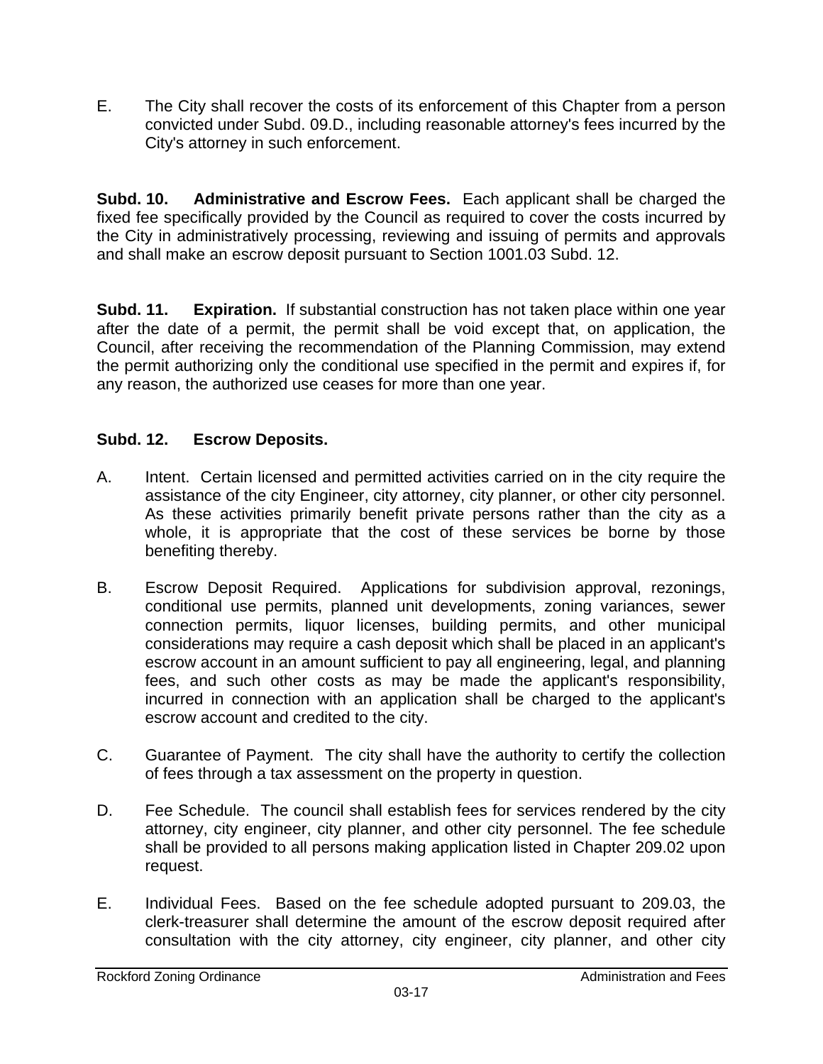E. The City shall recover the costs of its enforcement of this Chapter from a person convicted under Subd. 09.D., including reasonable attorney's fees incurred by the City's attorney in such enforcement.

**Subd. 10. Administrative and Escrow Fees.** Each applicant shall be charged the fixed fee specifically provided by the Council as required to cover the costs incurred by the City in administratively processing, reviewing and issuing of permits and approvals and shall make an escrow deposit pursuant to Section 1001.03 Subd. 12.

**Subd. 11. Expiration.** If substantial construction has not taken place within one year after the date of a permit, the permit shall be void except that, on application, the Council, after receiving the recommendation of the Planning Commission, may extend the permit authorizing only the conditional use specified in the permit and expires if, for any reason, the authorized use ceases for more than one year.

**Subd. 12. Escrow Deposits.**

A. Intent. Certain licensed and permitted activities carried on in the city require the assistance of the city Engineer, city attorney, city planner, or other city personnel. As these activities primarily benefit private persons rather than the city as a whole, it is appropriate that the cost of these services be borne by those benefiting thereby.

B. Escrow Deposit Required. Applications for subdivision approval, rezonings, conditional use permits, planned unit developments, zoning variances, sewer connection permits, liquor licenses, building permits, and other municipal considerations may require a cash deposit which shall be placed in an applicant's escrow account in an amount sufficient to pay all engineering, legal, and planning fees, and such other costs as may be made the applicant's responsibility, incurred in connection with an application shall be charged to the applicant's escrow account and credited to the city.

C. Guarantee of Payment. The city shall have the authority to certify the collection of fees through a tax assessment on the property in question.

D. Fee Schedule. The council shall establish fees for services rendered by the city attorney, city engineer, city planner, and other city personnel. The fee schedule shall be provided to all persons making application listed in Chapter 209.02 upon request.

E. Individual Fees. Based on the fee schedule adopted pursuant to 209.03, the clerk-treasurer shall determine the amount of the escrow deposit required after consultation with the city attorney, city engineer, city planner, and other city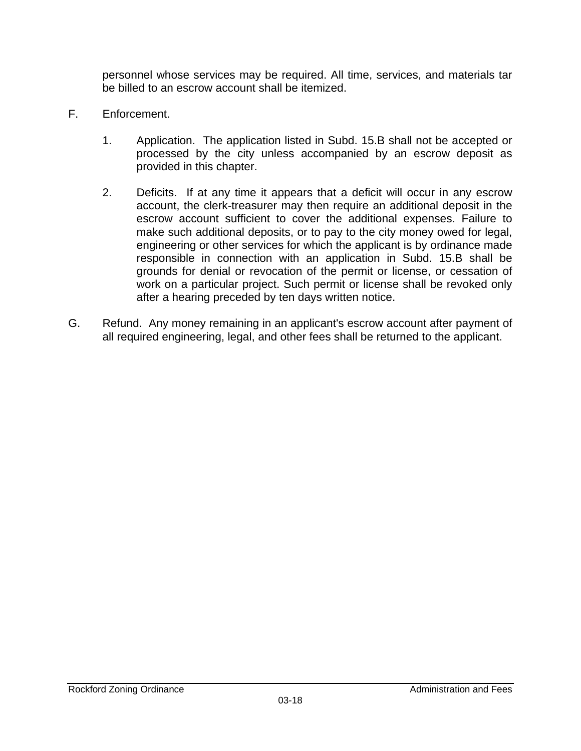personnel whose services may be required. All time, services, and materials tar be billed to an escrow account shall be itemized.

F. Enforcement.

1. Application. The application listed in Subd. 15.B shall not be accepted or processed by the city unless accompanied by an escrow deposit as provided in this chapter.

2. Deficits. If at any time it appears that a deficit will occur in any escrow account, the clerk-treasurer may then require an additional deposit in the escrow account sufficient to cover the additional expenses. Failure to make such additional deposits, or to pay to the city money owed for legal, engineering or other services for which the applicant is by ordinance made responsible in connection with an application in Subd. 15.B shall be grounds for denial or revocation of the permit or license, or cessation of work on a particular project. Such permit or license shall be revoked only after a hearing preceded by ten days written notice.

G. Refund. Any money remaining in an applicant's escrow account after payment of all required engineering, legal, and other fees shall be returned to the applicant.